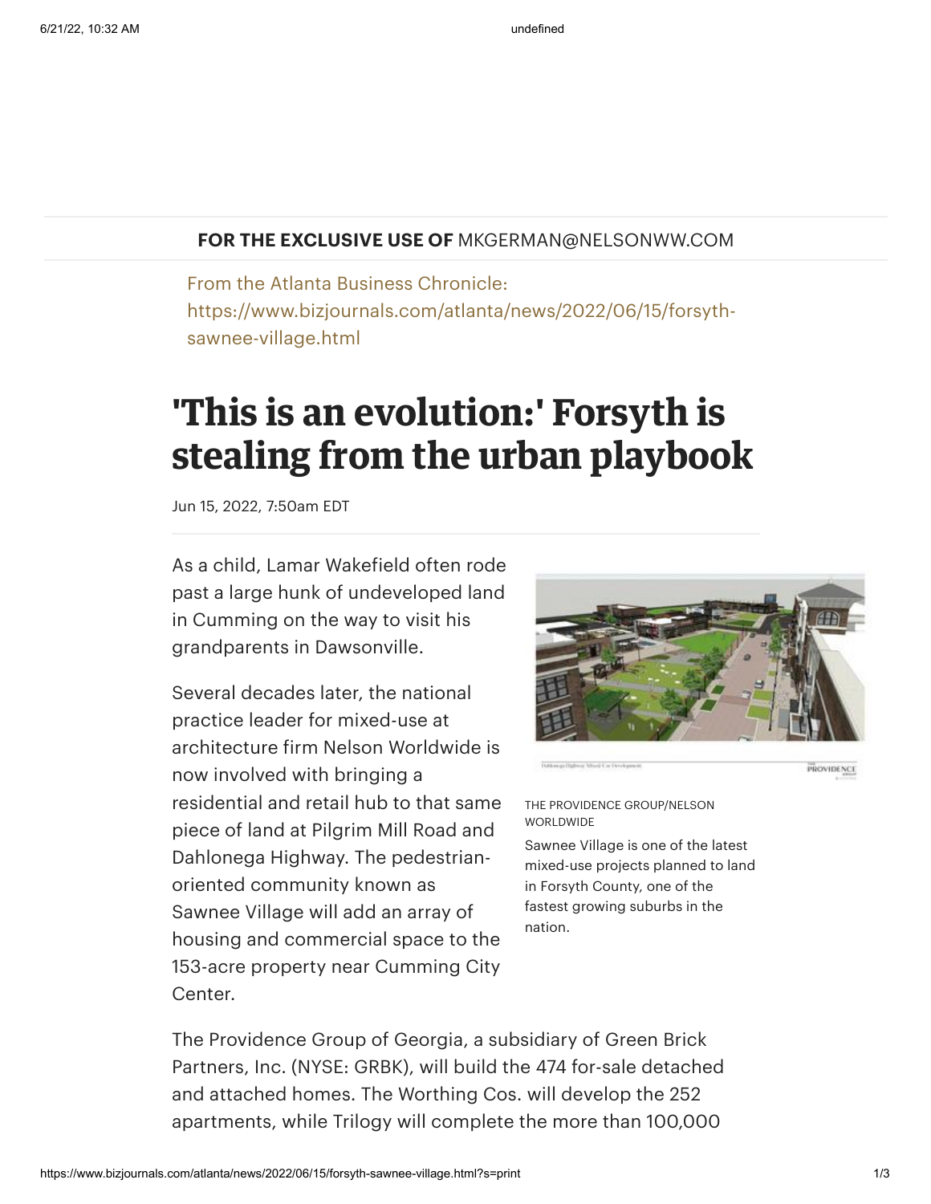**FOR THE EXCLUSIVE USE OF** MKGERMAN@NELSONWW.COM

From the Atlanta Business Chronicle: https://www.bizjournals.com/atlanta/news/2022/06/15/forsyth-sawnee-village.html

# 'This is an evolution:' Forsyth is stealing from the urban playbook

Jun 15, 2022, 7:50am EDT

As a child, Lamar Wakefield often rode past a large hunk of undeveloped land in Cumming on the way to visit his grandparents in Dawsonville.

Several decades later, the national practice leader for mixed-use at architecture firm Nelson Worldwide is now involved with bringing a residential and retail hub to that same piece of land at Pilgrim Mill Road and Dahlonega Highway. The pedestrian-oriented community known as Sawnee Village will add an array of housing and commercial space to the 153-acre property near Cumming City Center.

THE PROVIDENCE GROUP/NELSON WORLDWIDE

Sawnee Village is one of the latest mixed-use projects planned to land in Forsyth County, one of the fastest growing suburbs in the nation.

The Providence Group of Georgia, a subsidiary of Green Brick Partners, Inc. (NYSE: GRBK), will build the 474 for-sale detached and attached homes. The Worthing Cos. will develop the 252 apartments, while Trilogy will complete the more than 100,000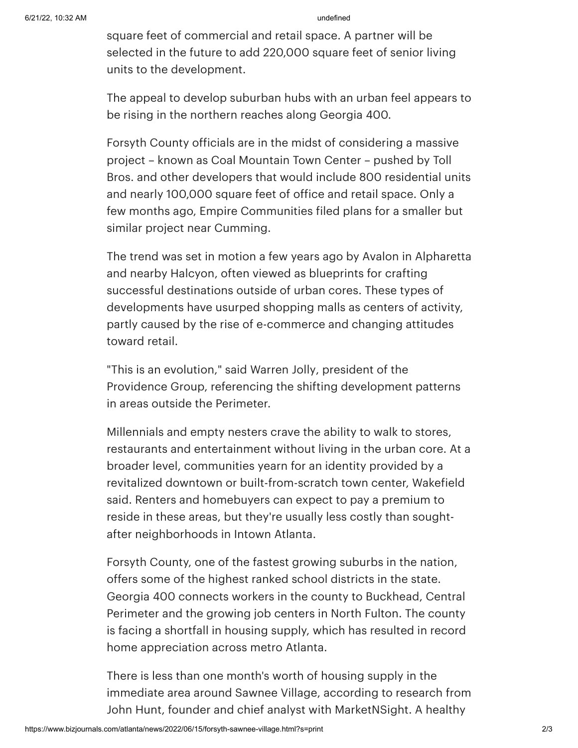square feet of commercial and retail space. A partner will be selected in the future to add 220,000 square feet of senior living units to the development.

The appeal to develop suburban hubs with an urban feel appears to be rising in the northern reaches along Georgia 400.

Forsyth County officials are in the midst of considering a massive project – known as Coal Mountain Town Center – pushed by Toll Bros. and other developers that would include 800 residential units and nearly 100,000 square feet of office and retail space. Only a few months ago, Empire Communities filed plans for a smaller but similar project near Cumming.

The trend was set in motion a few years ago by Avalon in Alpharetta and nearby Halcyon, often viewed as blueprints for crafting successful destinations outside of urban cores. These types of developments have usurped shopping malls as centers of activity, partly caused by the rise of e-commerce and changing attitudes toward retail.

"This is an evolution," said Warren Jolly, president of the Providence Group, referencing the shifting development patterns in areas outside the Perimeter.

Millennials and empty nesters crave the ability to walk to stores, restaurants and entertainment without living in the urban core. At a broader level, communities yearn for an identity provided by a revitalized downtown or built-from-scratch town center, Wakefield said. Renters and homebuyers can expect to pay a premium to reside in these areas, but they're usually less costly than sought-after neighborhoods in Intown Atlanta.

Forsyth County, one of the fastest growing suburbs in the nation, offers some of the highest ranked school districts in the state. Georgia 400 connects workers in the county to Buckhead, Central Perimeter and the growing job centers in North Fulton. The county is facing a shortfall in housing supply, which has resulted in record home appreciation across metro Atlanta.

There is less than one month's worth of housing supply in the immediate area around Sawnee Village, according to research from John Hunt, founder and chief analyst with MarketNSight. A healthy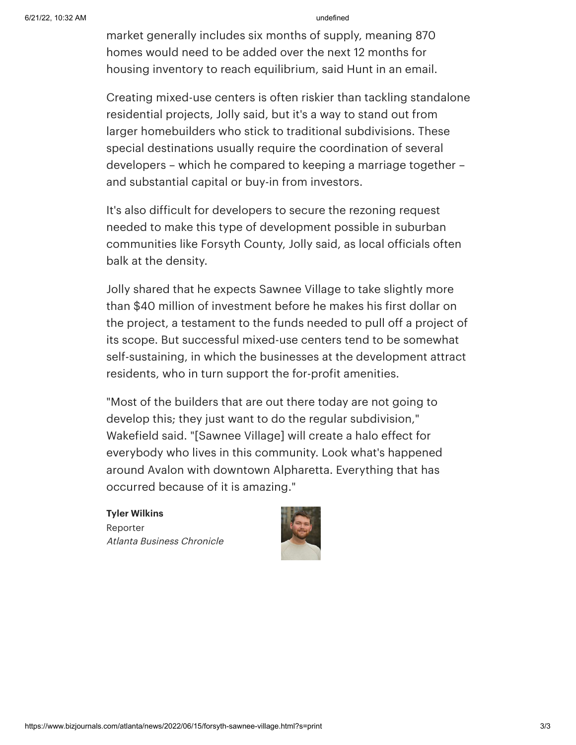market generally includes six months of supply, meaning 870 homes would need to be added over the next 12 months for housing inventory to reach equilibrium, said Hunt in an email.

Creating mixed-use centers is often riskier than tackling standalone residential projects, Jolly said, but it's a way to stand out from larger homebuilders who stick to traditional subdivisions. These special destinations usually require the coordination of several developers – which he compared to keeping a marriage together – and substantial capital or buy-in from investors.

It's also difficult for developers to secure the rezoning request needed to make this type of development possible in suburban communities like Forsyth County, Jolly said, as local officials often balk at the density.

Jolly shared that he expects Sawnee Village to take slightly more than $40 million of investment before he makes his first dollar on the project, a testament to the funds needed to pull off a project of its scope. But successful mixed-use centers tend to be somewhat self-sustaining, in which the businesses at the development attract residents, who in turn support the for-profit amenities.

"Most of the builders that are out there today are not going to develop this; they just want to do the regular subdivision," Wakefield said. "[Sawnee Village] will create a halo effect for everybody who lives in this community. Look what's happened around Avalon with downtown Alpharetta. Everything that has occurred because of it is amazing."

**Tyler Wilkins**
Reporter
*Atlanta Business Chronicle*